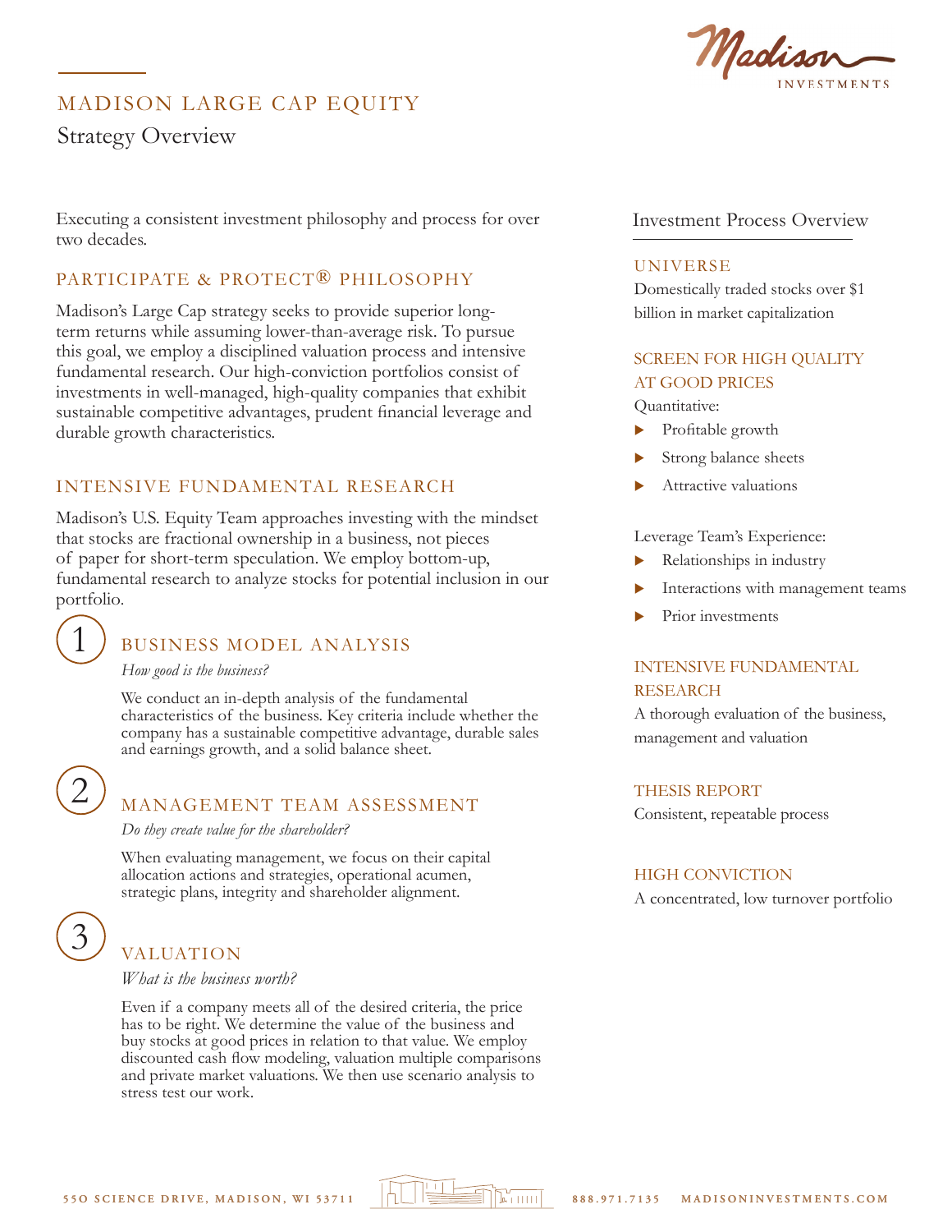# MADISON LARGE CAP EQUITY

## Strategy Overview

Executing a consistent investment philosophy and process for over two decades.

### PARTICIPATE & PROTECT® PHILOSOPHY

Madison's Large Cap strategy seeks to provide superior long-term returns while assuming lower-than-average risk. To pursue this goal, we employ a disciplined valuation process and intensive fundamental research. Our high-conviction portfolios consist of investments in well-managed, high-quality companies that exhibit sustainable competitive advantages, prudent financial leverage and durable growth characteristics.

### INTENSIVE FUNDAMENTAL RESEARCH

Madison's U.S. Equity Team approaches investing with the mindset that stocks are fractional ownership in a business, not pieces of paper for short-term speculation. We employ bottom-up, fundamental research to analyze stocks for potential inclusion in our portfolio.

#### 1 BUSINESS MODEL ANALYSIS

*How good is the business?*

We conduct an in-depth analysis of the fundamental characteristics of the business. Key criteria include whether the company has a sustainable competitive advantage, durable sales and earnings growth, and a solid balance sheet.

#### 2 MANAGEMENT TEAM ASSESSMENT

*Do they create value for the shareholder?*

When evaluating management, we focus on their capital allocation actions and strategies, operational acumen, strategic plans, integrity and shareholder alignment.

#### 3 VALUATION

*What is the business worth?*

Even if a company meets all of the desired criteria, the price has to be right. We determine the value of the business and buy stocks at good prices in relation to that value. We employ discounted cash flow modeling, valuation multiple comparisons and private market valuations. We then use scenario analysis to stress test our work.

### Investment Process Overview

#### UNIVERSE

Domestically traded stocks over $1 billion in market capitalization

#### SCREEN FOR HIGH QUALITY AT GOOD PRICES

Quantitative:

- Profitable growth
- Strong balance sheets
- Attractive valuations

Leverage Team's Experience:

- Relationships in industry
- Interactions with management teams
- Prior investments

#### INTENSIVE FUNDAMENTAL RESEARCH

A thorough evaluation of the business, management and valuation

#### THESIS REPORT

Consistent, repeatable process

#### HIGH CONVICTION

A concentrated, low turnover portfolio

550 SCIENCE DRIVE, MADISON, WI 53711 888.971.7135 MADISONINVESTMENTS.COM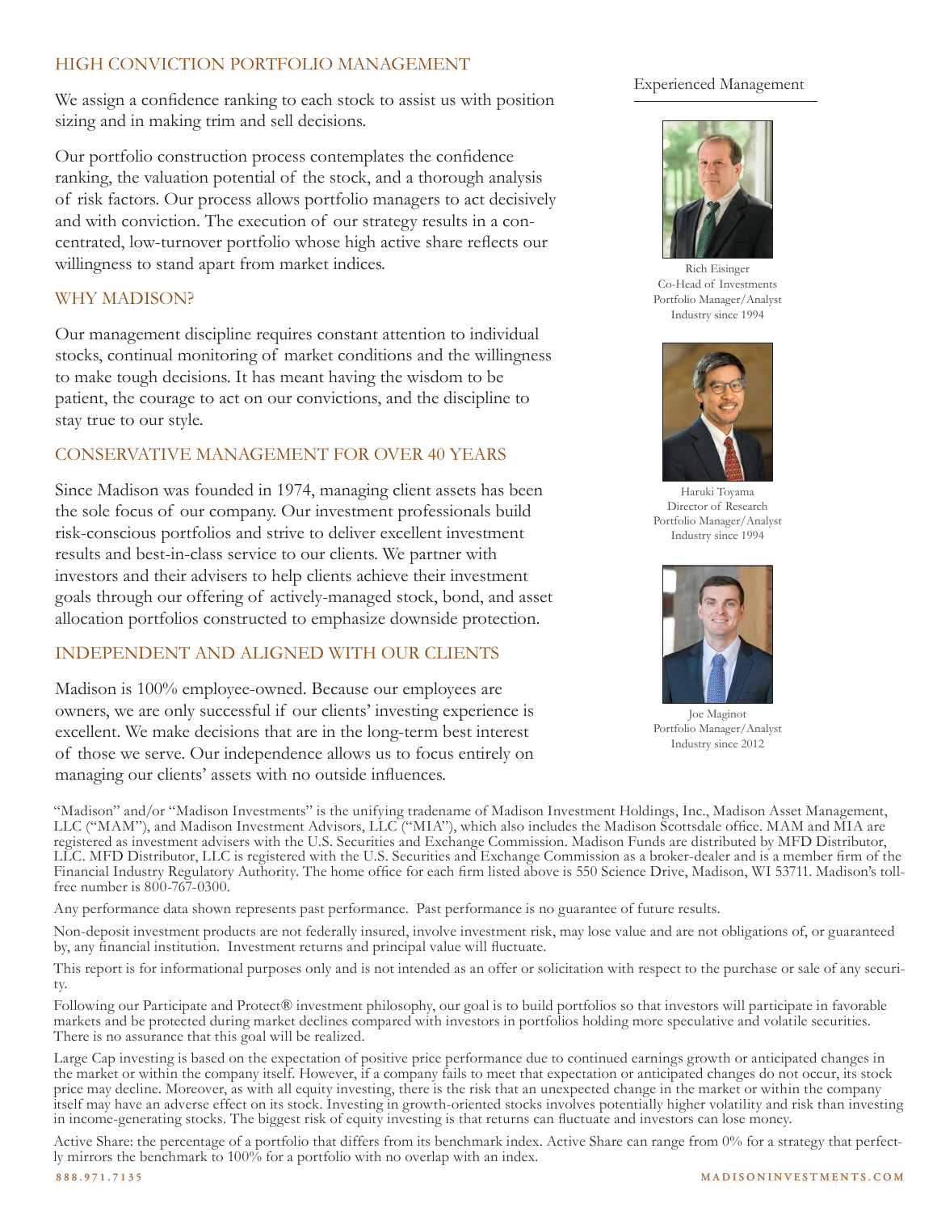## HIGH CONVICTION PORTFOLIO MANAGEMENT

We assign a confidence ranking to each stock to assist us with position sizing and in making trim and sell decisions.

Our portfolio construction process contemplates the confidence ranking, the valuation potential of the stock, and a thorough analysis of risk factors. Our process allows portfolio managers to act decisively and with conviction. The execution of our strategy results in a concentrated, low-turnover portfolio whose high active share reflects our willingness to stand apart from market indices.

## WHY MADISON?

Our management discipline requires constant attention to individual stocks, continual monitoring of market conditions and the willingness to make tough decisions. It has meant having the wisdom to be patient, the courage to act on our convictions, and the discipline to stay true to our style.

## CONSERVATIVE MANAGEMENT FOR OVER 40 YEARS

Since Madison was founded in 1974, managing client assets has been the sole focus of our company. Our investment professionals build risk-conscious portfolios and strive to deliver excellent investment results and best-in-class service to our clients. We partner with investors and their advisers to help clients achieve their investment goals through our offering of actively-managed stock, bond, and asset allocation portfolios constructed to emphasize downside protection.

## INDEPENDENT AND ALIGNED WITH OUR CLIENTS

Madison is 100% employee-owned. Because our employees are owners, we are only successful if our clients' investing experience is excellent. We make decisions that are in the long-term best interest of those we serve. Our independence allows us to focus entirely on managing our clients' assets with no outside influences.

### Experienced Management

Rich Eisinger
Co-Head of Investments
Portfolio Manager/Analyst
Industry since 1994

Haruki Toyama
Director of Research
Portfolio Manager/Analyst
Industry since 1994

Joe Maginot
Portfolio Manager/Analyst
Industry since 2012

"Madison" and/or "Madison Investments" is the unifying tradename of Madison Investment Holdings, Inc., Madison Asset Management, LLC ("MAM"), and Madison Investment Advisors, LLC ("MIA"), which also includes the Madison Scottsdale office. MAM and MIA are registered as investment advisers with the U.S. Securities and Exchange Commission. Madison Funds are distributed by MFD Distributor, LLC. MFD Distributor, LLC is registered with the U.S. Securities and Exchange Commission as a broker-dealer and is a member firm of the Financial Industry Regulatory Authority. The home office for each firm listed above is 550 Science Drive, Madison, WI 53711. Madison's toll-free number is 800-767-0300.

Any performance data shown represents past performance. Past performance is no guarantee of future results.

Non-deposit investment products are not federally insured, involve investment risk, may lose value and are not obligations of, or guaranteed by, any financial institution. Investment returns and principal value will fluctuate.

This report is for informational purposes only and is not intended as an offer or solicitation with respect to the purchase or sale of any security.

Following our Participate and Protect® investment philosophy, our goal is to build portfolios so that investors will participate in favorable markets and be protected during market declines compared with investors in portfolios holding more speculative and volatile securities. There is no assurance that this goal will be realized.

Large Cap investing is based on the expectation of positive price performance due to continued earnings growth or anticipated changes in the market or within the company itself. However, if a company fails to meet that expectation or anticipated changes do not occur, its stock price may decline. Moreover, as with all equity investing, there is the risk that an unexpected change in the market or within the company itself may have an adverse effect on its stock. Investing in growth-oriented stocks involves potentially higher volatility and risk than investing in income-generating stocks. The biggest risk of equity investing is that returns can fluctuate and investors can lose money.

Active Share: the percentage of a portfolio that differs from its benchmark index. Active Share can range from 0% for a strategy that perfectly mirrors the benchmark to 100% for a portfolio with no overlap with an index.

888.971.7135 MADISONINVESTMENTS.COM